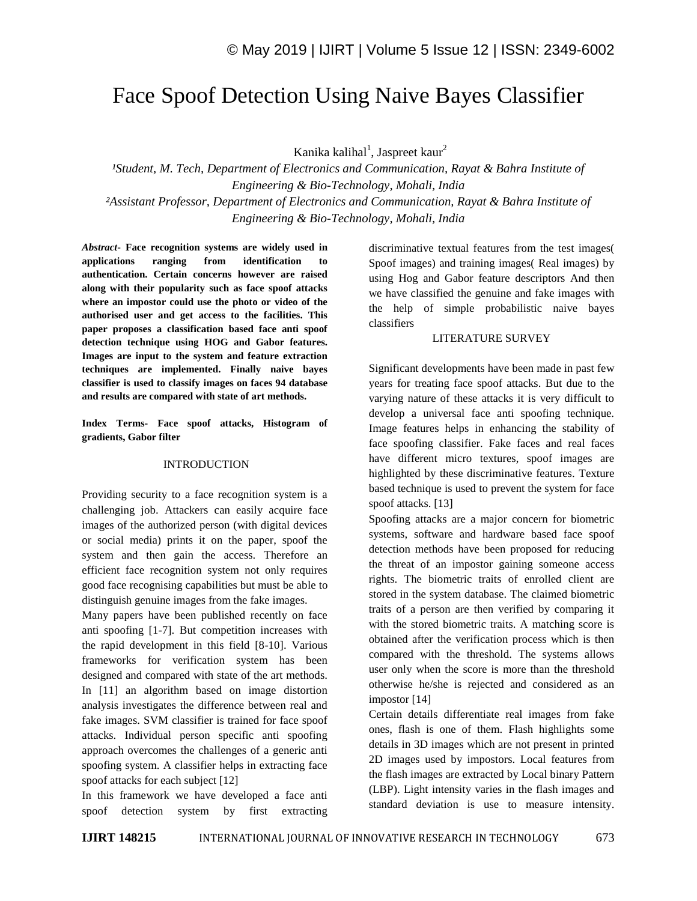# Face Spoof Detection Using Naive Bayes Classifier

Kanika kalihal[1], Jaspreet kaur[2]

[1]*Student, M. Tech, Department of Electronics and Communication, Rayat & Bahra Institute of Engineering & Bio-Technology, Mohali, India*

[2]*Assistant Professor, Department of Electronics and Communication, Rayat & Bahra Institute of Engineering & Bio-Technology, Mohali, India*

***Abstract*- Face recognition systems are widely used in applications ranging from identification to authentication. Certain concerns however are raised along with their popularity such as face spoof attacks where an impostor could use the photo or video of the authorised user and get access to the facilities. This paper proposes a classification based face anti spoof detection technique using HOG and Gabor features. Images are input to the system and feature extraction techniques are implemented. Finally naive bayes classifier is used to classify images on faces 94 database and results are compared with state of art methods.**

**Index Terms- Face spoof attacks, Histogram of gradients, Gabor filter**

## INTRODUCTION

Providing security to a face recognition system is a challenging job. Attackers can easily acquire face images of the authorized person (with digital devices or social media) prints it on the paper, spoof the system and then gain the access. Therefore an efficient face recognition system not only requires good face recognising capabilities but must be able to distinguish genuine images from the fake images.

Many papers have been published recently on face anti spoofing [1-7]. But competition increases with the rapid development in this field [8-10]. Various frameworks for verification system has been designed and compared with state of the art methods. In [11] an algorithm based on image distortion analysis investigates the difference between real and fake images. SVM classifier is trained for face spoof attacks. Individual person specific anti spoofing approach overcomes the challenges of a generic anti spoofing system. A classifier helps in extracting face spoof attacks for each subject [12]

In this framework we have developed a face anti spoof detection system by first extracting discriminative textual features from the test images( Spoof images) and training images( Real images) by using Hog and Gabor feature descriptors And then we have classified the genuine and fake images with the help of simple probabilistic naive bayes classifiers

## LITERATURE SURVEY

Significant developments have been made in past few years for treating face spoof attacks. But due to the varying nature of these attacks it is very difficult to develop a universal face anti spoofing technique. Image features helps in enhancing the stability of face spoofing classifier. Fake faces and real faces have different micro textures, spoof images are highlighted by these discriminative features. Texture based technique is used to prevent the system for face spoof attacks. [13]

Spoofing attacks are a major concern for biometric systems, software and hardware based face spoof detection methods have been proposed for reducing the threat of an impostor gaining someone access rights. The biometric traits of enrolled client are stored in the system database. The claimed biometric traits of a person are then verified by comparing it with the stored biometric traits. A matching score is obtained after the verification process which is then compared with the threshold. The systems allows user only when the score is more than the threshold otherwise he/she is rejected and considered as an impostor [14]

Certain details differentiate real images from fake ones, flash is one of them. Flash highlights some details in 3D images which are not present in printed 2D images used by impostors. Local features from the flash images are extracted by Local binary Pattern (LBP). Light intensity varies in the flash images and standard deviation is use to measure intensity.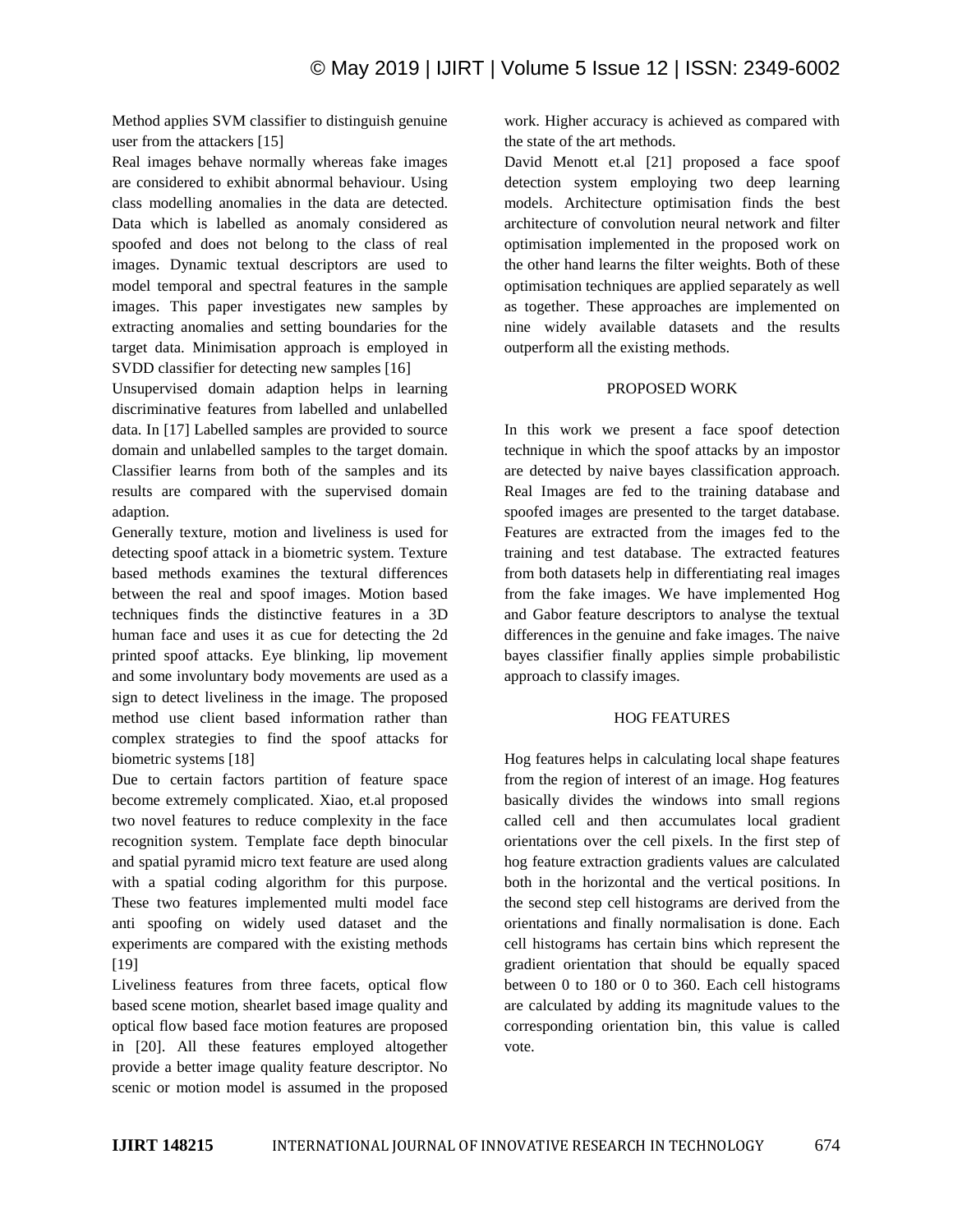Method applies SVM classifier to distinguish genuine user from the attackers [15]

Real images behave normally whereas fake images are considered to exhibit abnormal behaviour. Using class modelling anomalies in the data are detected. Data which is labelled as anomaly considered as spoofed and does not belong to the class of real images. Dynamic textual descriptors are used to model temporal and spectral features in the sample images. This paper investigates new samples by extracting anomalies and setting boundaries for the target data. Minimisation approach is employed in SVDD classifier for detecting new samples [16]

Unsupervised domain adaption helps in learning discriminative features from labelled and unlabelled data. In [17] Labelled samples are provided to source domain and unlabelled samples to the target domain. Classifier learns from both of the samples and its results are compared with the supervised domain adaption.

Generally texture, motion and liveliness is used for detecting spoof attack in a biometric system. Texture based methods examines the textural differences between the real and spoof images. Motion based techniques finds the distinctive features in a 3D human face and uses it as cue for detecting the 2d printed spoof attacks. Eye blinking, lip movement and some involuntary body movements are used as a sign to detect liveliness in the image. The proposed method use client based information rather than complex strategies to find the spoof attacks for biometric systems [18]

Due to certain factors partition of feature space become extremely complicated. Xiao, et.al proposed two novel features to reduce complexity in the face recognition system. Template face depth binocular and spatial pyramid micro text feature are used along with a spatial coding algorithm for this purpose. These two features implemented multi model face anti spoofing on widely used dataset and the experiments are compared with the existing methods [19]

Liveliness features from three facets, optical flow based scene motion, shearlet based image quality and optical flow based face motion features are proposed in [20]. All these features employed altogether provide a better image quality feature descriptor. No scenic or motion model is assumed in the proposed work. Higher accuracy is achieved as compared with the state of the art methods.

David Menott et.al [21] proposed a face spoof detection system employing two deep learning models. Architecture optimisation finds the best architecture of convolution neural network and filter optimisation implemented in the proposed work on the other hand learns the filter weights. Both of these optimisation techniques are applied separately as well as together. These approaches are implemented on nine widely available datasets and the results outperform all the existing methods.

## PROPOSED WORK

In this work we present a face spoof detection technique in which the spoof attacks by an impostor are detected by naive bayes classification approach. Real Images are fed to the training database and spoofed images are presented to the target database. Features are extracted from the images fed to the training and test database. The extracted features from both datasets help in differentiating real images from the fake images. We have implemented Hog and Gabor feature descriptors to analyse the textual differences in the genuine and fake images. The naive bayes classifier finally applies simple probabilistic approach to classify images.

## HOG FEATURES

Hog features helps in calculating local shape features from the region of interest of an image. Hog features basically divides the windows into small regions called cell and then accumulates local gradient orientations over the cell pixels. In the first step of hog feature extraction gradients values are calculated both in the horizontal and the vertical positions. In the second step cell histograms are derived from the orientations and finally normalisation is done. Each cell histograms has certain bins which represent the gradient orientation that should be equally spaced between 0 to 180 or 0 to 360. Each cell histograms are calculated by adding its magnitude values to the corresponding orientation bin, this value is called vote.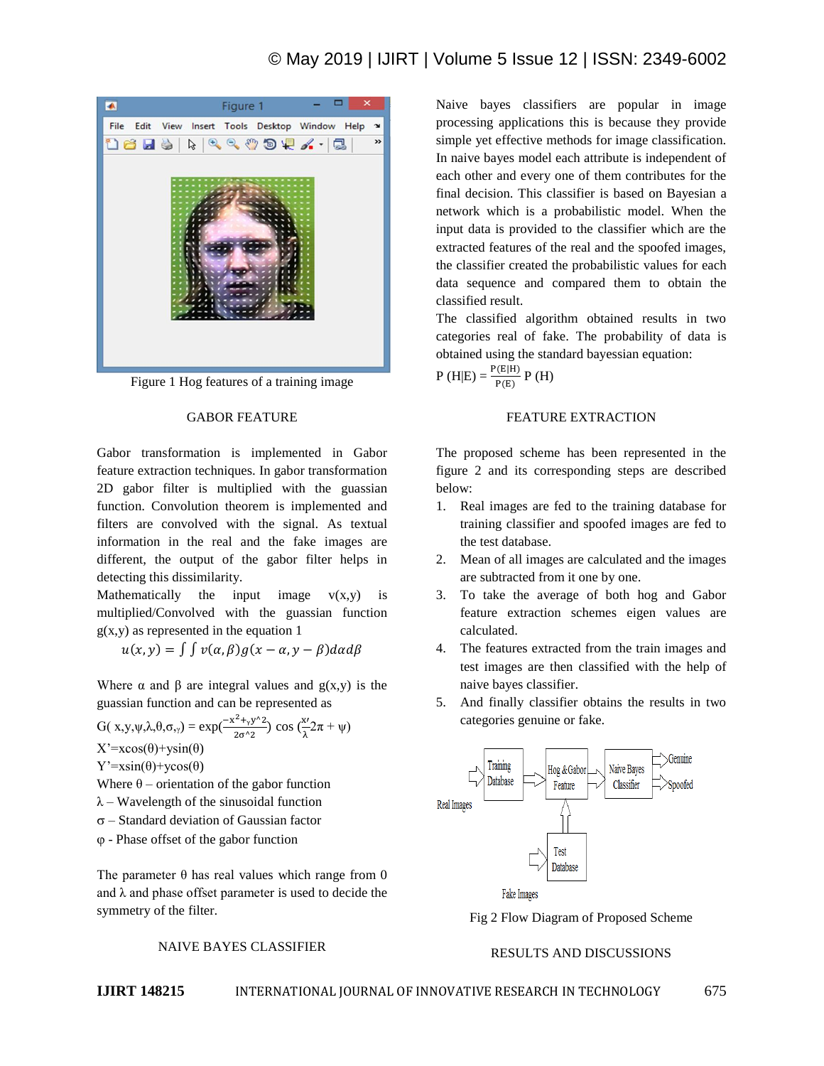Figure 1 Hog features of a training image

## GABOR FEATURE

Gabor transformation is implemented in Gabor feature extraction techniques. In gabor transformation 2D gabor filter is multiplied with the guassian function. Convolution theorem is implemented and filters are convolved with the signal. As textual information in the real and the fake images are different, the output of the gabor filter helps in detecting this dissimilarity.

Mathematically the input image v(x,y) is multiplied/Convolved with the guassian function g(x,y) as represented in the equation 1

$$u(x,y) = \int\int v(\alpha,\beta)g(x-\alpha,y-\beta)d\alpha d\beta$$

Where α and β are integral values and g(x,y) is the guassian function and can be represented as

$$G(x,y,\psi,\lambda,\theta,\sigma,_{\gamma}) = \exp\left(\frac{-x^2+_{\gamma}y^{\wedge}2}{2\sigma^{\wedge}2}\right)\cos\left(\frac{x\prime}{\lambda}2\pi+\psi\right)$$

X'=xcos(θ)+ysin(θ)

Y'=xsin(θ)+ycos(θ)

Where θ – orientation of the gabor function

λ – Wavelength of the sinusoidal function

σ – Standard deviation of Gaussian factor

φ - Phase offset of the gabor function

The parameter θ has real values which range from 0 and λ and phase offset parameter is used to decide the symmetry of the filter.

## NAIVE BAYES CLASSIFIER

Naive bayes classifiers are popular in image processing applications this is because they provide simple yet effective methods for image classification. In naive bayes model each attribute is independent of each other and every one of them contributes for the final decision. This classifier is based on Bayesian a network which is a probabilistic model. When the input data is provided to the classifier which are the extracted features of the real and the spoofed images, the classifier created the probabilistic values for each data sequence and compared them to obtain the classified result.

The classified algorithm obtained results in two categories real of fake. The probability of data is obtained using the standard bayessian equation:

$$P(H|E) = \frac{P(E|H)}{P(E)} P(H)$$

## FEATURE EXTRACTION

The proposed scheme has been represented in the figure 2 and its corresponding steps are described below:

1. Real images are fed to the training database for training classifier and spoofed images are fed to the test database.
2. Mean of all images are calculated and the images are subtracted from it one by one.
3. To take the average of both hog and Gabor feature extraction schemes eigen values are calculated.
4. The features extracted from the train images and test images are then classified with the help of naive bayes classifier.
5. And finally classifier obtains the results in two categories genuine or fake.

Fig 2 Flow Diagram of Proposed Scheme

## RESULTS AND DISCUSSIONS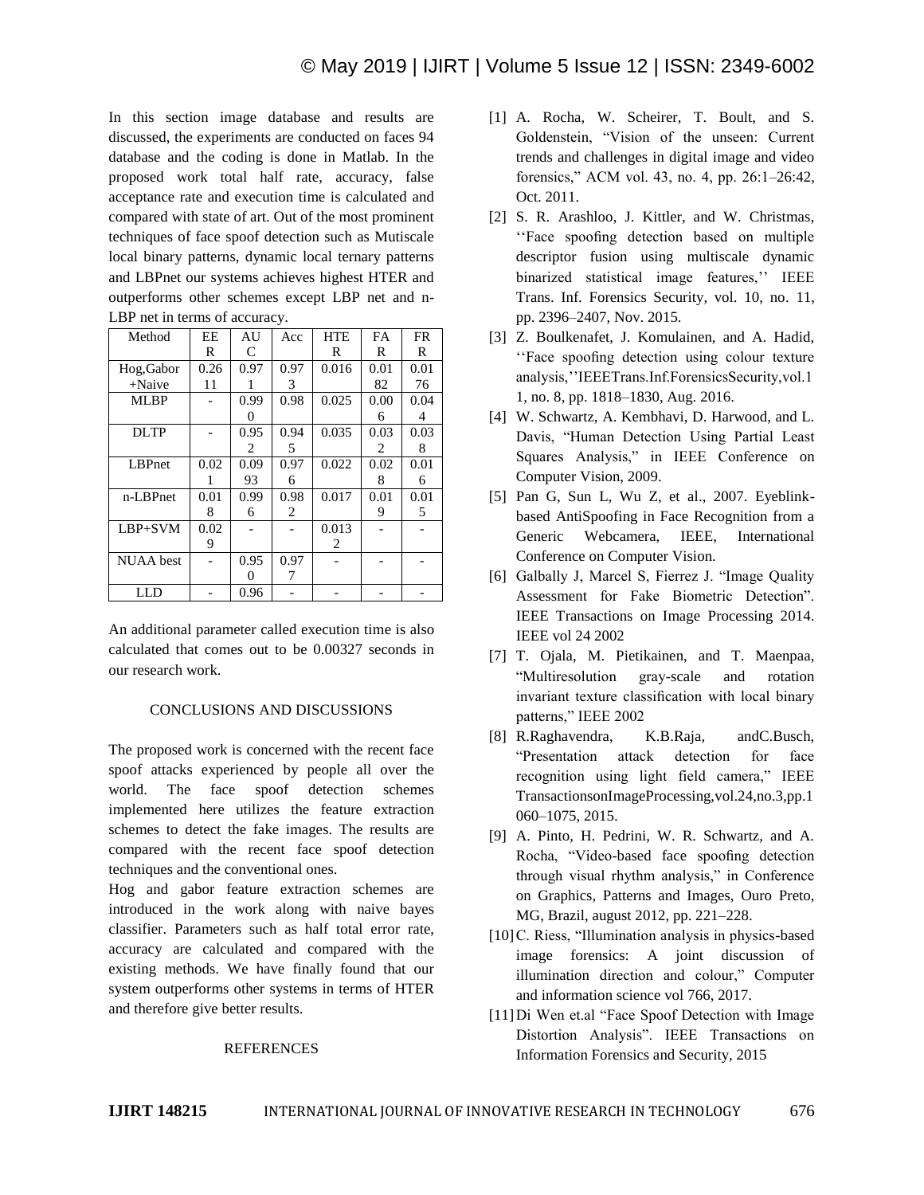In this section image database and results are discussed, the experiments are conducted on faces 94 database and the coding is done in Matlab. In the proposed work total half rate, accuracy, false acceptance rate and execution time is calculated and compared with state of art. Out of the most prominent techniques of face spoof detection such as Mutiscale local binary patterns, dynamic local ternary patterns and LBPnet our systems achieves highest HTER and outperforms other schemes except LBP net and n-LBP net in terms of accuracy.

| Method | EER | AUC | Acc | HTER | FAR | FRR |
|---|---|---|---|---|---|---|
| Hog,Gabor +Naive | 0.2611 | 0.971 | 0.973 | 0.016 | 0.0182 | 0.0176 |
| MLBP | - | 0.990 | 0.98 | 0.025 | 0.006 | 0.044 |
| DLTP | - | 0.952 | 0.945 | 0.035 | 0.032 | 0.038 |
| LBPnet | 0.021 | 0.0993 | 0.976 | 0.022 | 0.028 | 0.016 |
| n-LBPnet | 0.018 | 0.996 | 0.982 | 0.017 | 0.019 | 0.015 |
| LBP+SVM | 0.029 | - | - | 0.0132 | - | - |
| NUAA best | - | 0.950 | 0.977 | - | - | - |
| LLD | - | 0.96 | - | - | - | - |

An additional parameter called execution time is also calculated that comes out to be 0.00327 seconds in our research work.

## CONCLUSIONS AND DISCUSSIONS

The proposed work is concerned with the recent face spoof attacks experienced by people all over the world. The face spoof detection schemes implemented here utilizes the feature extraction schemes to detect the fake images. The results are compared with the recent face spoof detection techniques and the conventional ones.

Hog and gabor feature extraction schemes are introduced in the work along with naive bayes classifier. Parameters such as half total error rate, accuracy are calculated and compared with the existing methods. We have finally found that our system outperforms other systems in terms of HTER and therefore give better results.

## REFERENCES

[1] A. Rocha, W. Scheirer, T. Boult, and S. Goldenstein, "Vision of the unseen: Current trends and challenges in digital image and video forensics," ACM vol. 43, no. 4, pp. 26:1–26:42, Oct. 2011.

[2] S. R. Arashloo, J. Kittler, and W. Christmas, ''Face spoofing detection based on multiple descriptor fusion using multiscale dynamic binarized statistical image features,'' IEEE Trans. Inf. Forensics Security, vol. 10, no. 11, pp. 2396–2407, Nov. 2015.

[3] Z. Boulkenafet, J. Komulainen, and A. Hadid, ''Face spoofing detection using colour texture analysis,''IEEETrans.Inf.ForensicsSecurity,vol.11, no. 8, pp. 1818–1830, Aug. 2016.

[4] W. Schwartz, A. Kembhavi, D. Harwood, and L. Davis, "Human Detection Using Partial Least Squares Analysis," in IEEE Conference on Computer Vision, 2009.

[5] Pan G, Sun L, Wu Z, et al., 2007. Eyeblink-based AntiSpoofing in Face Recognition from a Generic Webcamera, IEEE, International Conference on Computer Vision.

[6] Galbally J, Marcel S, Fierrez J. "Image Quality Assessment for Fake Biometric Detection". IEEE Transactions on Image Processing 2014. IEEE vol 24 2002

[7] T. Ojala, M. Pietikainen, and T. Maenpaa, "Multiresolution gray-scale and rotation invariant texture classification with local binary patterns," IEEE 2002

[8] R.Raghavendra, K.B.Raja, andC.Busch, "Presentation attack detection for face recognition using light field camera," IEEE TransactionsonImageProcessing,vol.24,no.3,pp.1060–1075, 2015.

[9] A. Pinto, H. Pedrini, W. R. Schwartz, and A. Rocha, "Video-based face spoofing detection through visual rhythm analysis," in Conference on Graphics, Patterns and Images, Ouro Preto, MG, Brazil, august 2012, pp. 221–228.

[10] C. Riess, "Illumination analysis in physics-based image forensics: A joint discussion of illumination direction and colour," Computer and information science vol 766, 2017.

[11] Di Wen et.al "Face Spoof Detection with Image Distortion Analysis". IEEE Transactions on Information Forensics and Security, 2015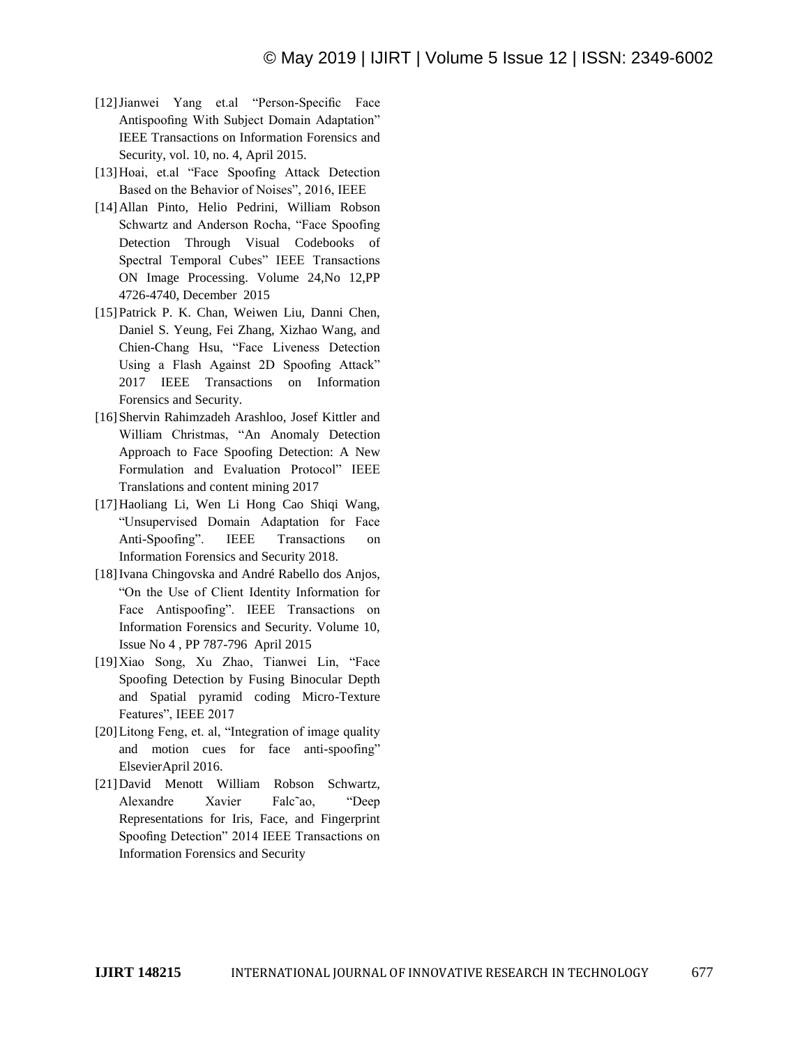[12] Jianwei Yang et.al "Person-Specific Face Antispoofing With Subject Domain Adaptation" IEEE Transactions on Information Forensics and Security, vol. 10, no. 4, April 2015.

[13] Hoai, et.al "Face Spoofing Attack Detection Based on the Behavior of Noises", 2016, IEEE

[14] Allan Pinto, Helio Pedrini, William Robson Schwartz and Anderson Rocha, "Face Spoofing Detection Through Visual Codebooks of Spectral Temporal Cubes" IEEE Transactions ON Image Processing. Volume 24,No 12,PP 4726-4740, December 2015

[15] Patrick P. K. Chan, Weiwen Liu, Danni Chen, Daniel S. Yeung, Fei Zhang, Xizhao Wang, and Chien-Chang Hsu, "Face Liveness Detection Using a Flash Against 2D Spoofing Attack" 2017 IEEE Transactions on Information Forensics and Security.

[16] Shervin Rahimzadeh Arashloo, Josef Kittler and William Christmas, "An Anomaly Detection Approach to Face Spoofing Detection: A New Formulation and Evaluation Protocol" IEEE Translations and content mining 2017

[17] Haoliang Li, Wen Li Hong Cao Shiqi Wang, "Unsupervised Domain Adaptation for Face Anti-Spoofing". IEEE Transactions on Information Forensics and Security 2018.

[18] Ivana Chingovska and André Rabello dos Anjos, "On the Use of Client Identity Information for Face Antispoofing". IEEE Transactions on Information Forensics and Security. Volume 10, Issue No 4 , PP 787-796 April 2015

[19] Xiao Song, Xu Zhao, Tianwei Lin, "Face Spoofing Detection by Fusing Binocular Depth and Spatial pyramid coding Micro-Texture Features", IEEE 2017

[20] Litong Feng, et. al, "Integration of image quality and motion cues for face anti-spoofing" ElsevierApril 2016.

[21] David Menott William Robson Schwartz, Alexandre Xavier Falc˜ao, "Deep Representations for Iris, Face, and Fingerprint Spoofing Detection" 2014 IEEE Transactions on Information Forensics and Security